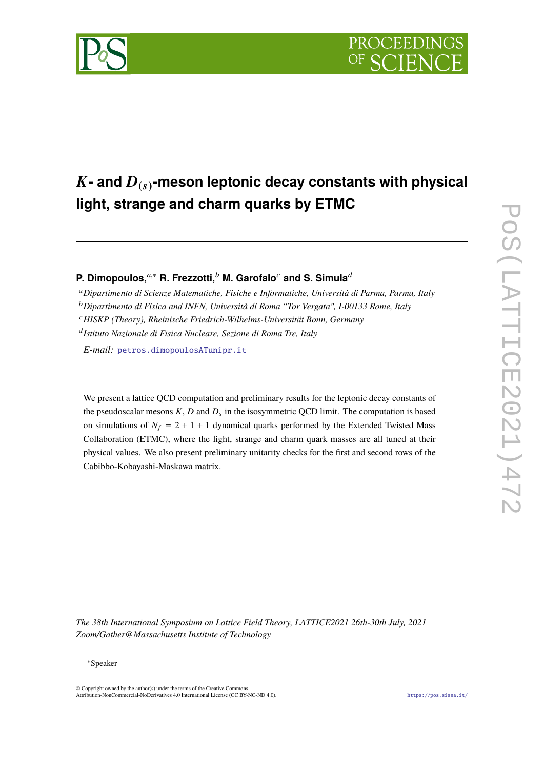# $K$- and $D_{(s)}$-meson leptonic decay constants with physical light, strange and charm quarks by ETMC

**P. Dimopoulos,**[a,*] **R. Frezzotti,**[b] **M. Garofalo**[c] **and S. Simula**[d]

[a] *Dipartimento di Scienze Matematiche, Fisiche e Informatiche, Università di Parma, Parma, Italy*

[b] *Dipartimento di Fisica and INFN, Università di Roma "Tor Vergata", I-00133 Rome, Italy*

[c] *HISKP (Theory), Rheinische Friedrich-Wilhelms-Universität Bonn, Germany*

[d] *Istituto Nazionale di Fisica Nucleare, Sezione di Roma Tre, Italy*

*E-mail:* petros.dimopoulosATunipr.it

We present a lattice QCD computation and preliminary results for the leptonic decay constants of the pseudoscalar mesons $K$, $D$ and $D_s$ in the isosymmetric QCD limit. The computation is based on simulations of $N_f = 2+1+1$ dynamical quarks performed by the Extended Twisted Mass Collaboration (ETMC), where the light, strange and charm quark masses are all tuned at their physical values. We also present preliminary unitarity checks for the first and second rows of the Cabibbo-Kobayashi-Maskawa matrix.

*The 38th International Symposium on Lattice Field Theory, LATTICE2021 26th-30th July, 2021 Zoom/Gather@Massachusetts Institute of Technology*

[*] Speaker

© Copyright owned by the author(s) under the terms of the Creative Commons Attribution-NonCommercial-NoDerivatives 4.0 International License (CC BY-NC-ND 4.0).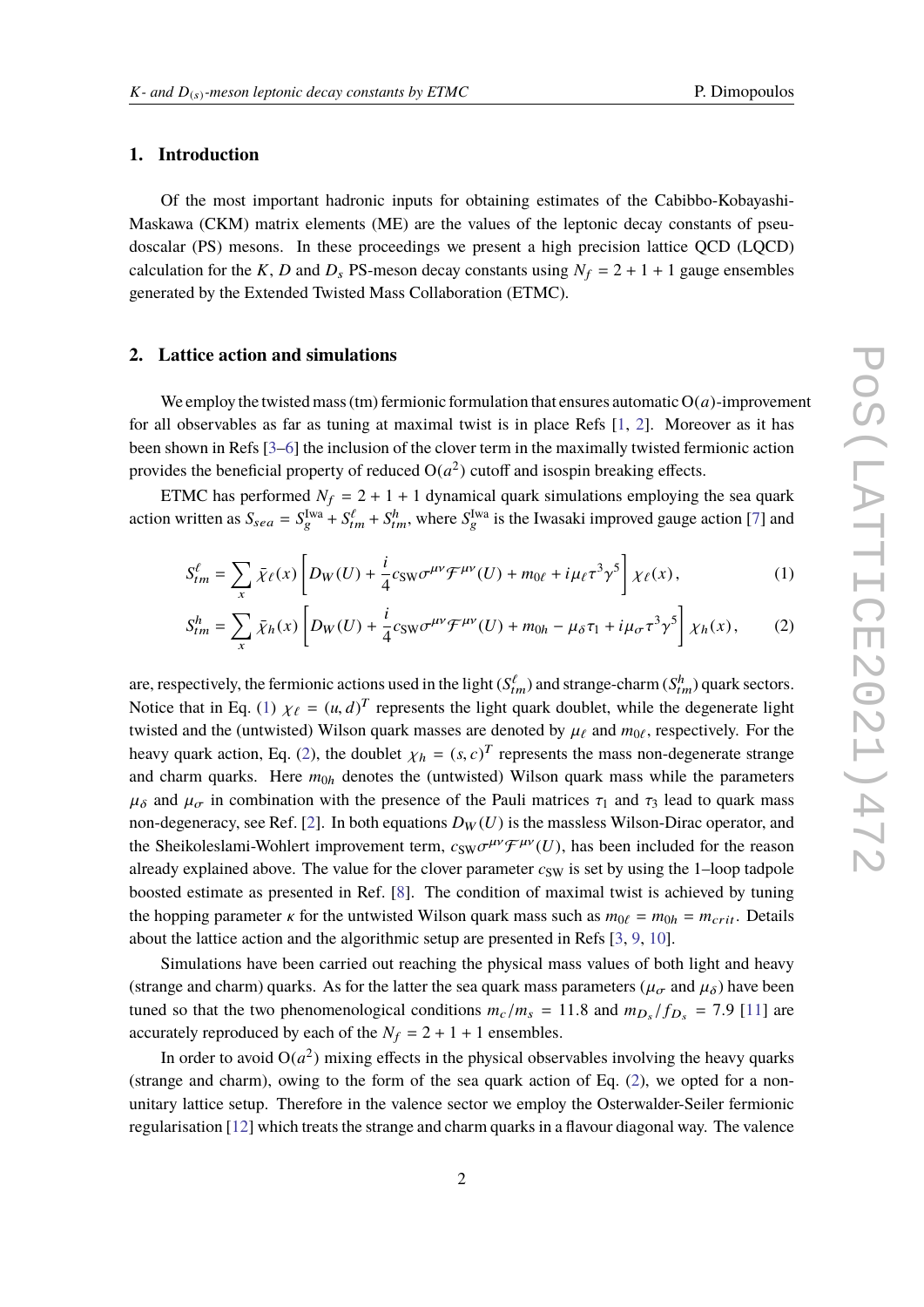## 1. Introduction

Of the most important hadronic inputs for obtaining estimates of the Cabibbo-Kobayashi-Maskawa (CKM) matrix elements (ME) are the values of the leptonic decay constants of pseudoscalar (PS) mesons. In these proceedings we present a high precision lattice QCD (LQCD) calculation for the $K$, $D$ and $D_s$ PS-meson decay constants using $N_f = 2+1+1$ gauge ensembles generated by the Extended Twisted Mass Collaboration (ETMC).

## 2. Lattice action and simulations

We employ the twisted mass (tm) fermionic formulation that ensures automatic $\mathrm{O}(a)$-improvement for all observables as far as tuning at maximal twist is in place Refs [1, 2]. Moreover as it has been shown in Refs [3–6] the inclusion of the clover term in the maximally twisted fermionic action provides the beneficial property of reduced $\mathrm{O}(a^2)$ cutoff and isospin breaking effects.

ETMC has performed $N_f = 2+1+1$ dynamical quark simulations employing the sea quark action written as $S_{sea} = S_g^{\rm Iwa} + S_{tm}^{\ell} + S_{tm}^{h}$, where $S_g^{\rm Iwa}$ is the Iwasaki improved gauge action [7] and

$$S_{tm}^{\ell} = \sum_x \bar{\chi}_\ell(x) \left[ D_W(U) + \frac{i}{4} c_{\rm SW} \sigma^{\mu\nu} \mathcal{F}^{\mu\nu}(U) + m_{0\ell} + i\mu_\ell \tau^3 \gamma^5 \right] \chi_\ell(x) , \tag{1}$$

$$S_{tm}^{h} = \sum_x \bar{\chi}_h(x) \left[ D_W(U) + \frac{i}{4} c_{\rm SW} \sigma^{\mu\nu} \mathcal{F}^{\mu\nu}(U) + m_{0h} - \mu_\delta \tau_1 + i\mu_\sigma \tau^3 \gamma^5 \right] \chi_h(x) , \tag{2}$$

are, respectively, the fermionic actions used in the light ($S_{tm}^{\ell}$) and strange-charm ($S_{tm}^{h}$) quark sectors. Notice that in Eq. (1) $\chi_\ell = (u, d)^T$ represents the light quark doublet, while the degenerate light twisted and the (untwisted) Wilson quark masses are denoted by $\mu_\ell$ and $m_{0\ell}$, respectively. For the heavy quark action, Eq. (2), the doublet $\chi_h = (s, c)^T$ represents the mass non-degenerate strange and charm quarks. Here $m_{0h}$ denotes the (untwisted) Wilson quark mass while the parameters $\mu_\delta$ and $\mu_\sigma$ in combination with the presence of the Pauli matrices $\tau_1$ and $\tau_3$ lead to quark mass non-degeneracy, see Ref. [2]. In both equations $D_W(U)$ is the massless Wilson-Dirac operator, and the Sheikoleslami-Wohlert improvement term, $c_{\rm SW} \sigma^{\mu\nu} \mathcal{F}^{\mu\nu}(U)$, has been included for the reason already explained above. The value for the clover parameter $c_{\rm SW}$ is set by using the 1–loop tadpole boosted estimate as presented in Ref. [8]. The condition of maximal twist is achieved by tuning the hopping parameter $\kappa$ for the untwisted Wilson quark mass such as $m_{0\ell} = m_{0h} = m_{crit}$. Details about the lattice action and the algorithmic setup are presented in Refs [3, 9, 10].

Simulations have been carried out reaching the physical mass values of both light and heavy (strange and charm) quarks. As for the latter the sea quark mass parameters ($\mu_\sigma$ and $\mu_\delta$) have been tuned so that the two phenomenological conditions $m_c/m_s = 11.8$ and $m_{D_s}/f_{D_s} = 7.9$ [11] are accurately reproduced by each of the $N_f = 2+1+1$ ensembles.

In order to avoid $\mathrm{O}(a^2)$ mixing effects in the physical observables involving the heavy quarks (strange and charm), owing to the form of the sea quark action of Eq. (2), we opted for a non-unitary lattice setup. Therefore in the valence sector we employ the Osterwalder-Seiler fermionic regularisation [12] which treats the strange and charm quarks in a flavour diagonal way. The valence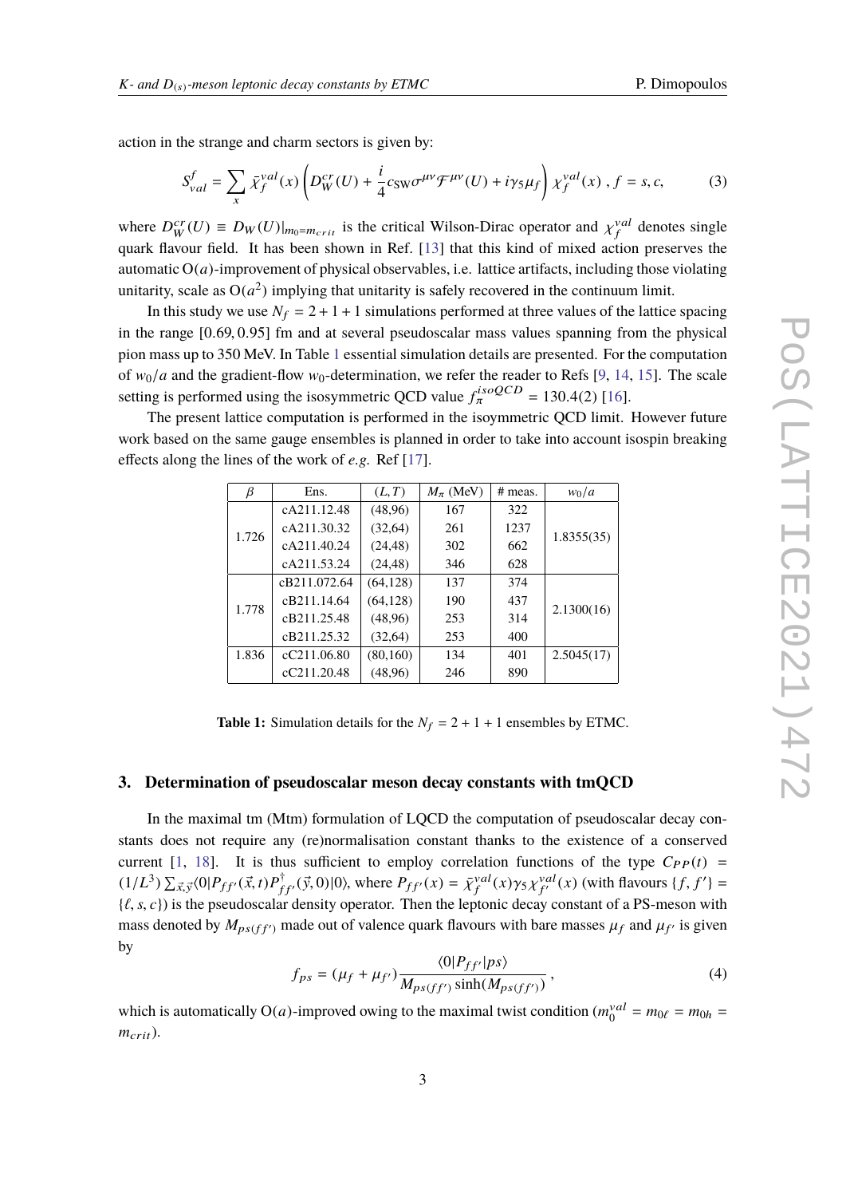action in the strange and charm sectors is given by:

$$S_{val}^{f} = \sum_{x} \bar{\chi}_{f}^{val}(x) \left( D_{W}^{cr}(U) + \frac{i}{4} c_{SW} \sigma^{\mu\nu} \mathcal{F}^{\mu\nu}(U) + i\gamma_5 \mu_f \right) \chi_{f}^{val}(x) \; , \; f = s, c, \tag{3}$$

where $D_{W}^{cr}(U) \equiv D_{W}(U)|_{m_0 = m_{crit}}$ is the critical Wilson-Dirac operator and $\chi_{f}^{val}$ denotes single quark flavour field. It has been shown in Ref. [13] that this kind of mixed action preserves the automatic $O(a)$-improvement of physical observables, i.e. lattice artifacts, including those violating unitarity, scale as $O(a^2)$ implying that unitarity is safely recovered in the continuum limit.

In this study we use $N_f = 2+1+1$ simulations performed at three values of the lattice spacing in the range $[0.69, 0.95]$ fm and at several pseudoscalar mass values spanning from the physical pion mass up to 350 MeV. In Table 1 essential simulation details are presented. For the computation of $w_0/a$ and the gradient-flow $w_0$-determination, we refer the reader to Refs [9, 14, 15]. The scale setting is performed using the isosymmetric QCD value $f_{\pi}^{isoQCD} = 130.4(2)$ [16].

The present lattice computation is performed in the isoymmetric QCD limit. However future work based on the same gauge ensembles is planned in order to take into account isospin breaking effects along the lines of the work of *e.g.* Ref [17].

| $\beta$ | Ens. | $(L,T)$ | $M_\pi$ (MeV) | # meas. | $w_0/a$ |
|---|---|---|---|---|---|
| 1.726 | cA211.12.48 | (48,96) | 167 | 322 | 1.8355(35) |
| | cA211.30.32 | (32,64) | 261 | 1237 | |
| | cA211.40.24 | (24,48) | 302 | 662 | |
| | cA211.53.24 | (24,48) | 346 | 628 | |
| 1.778 | cB211.072.64 | (64,128) | 137 | 374 | 2.1300(16) |
| | cB211.14.64 | (64,128) | 190 | 437 | |
| | cB211.25.48 | (48,96) | 253 | 314 | |
| | cB211.25.32 | (32,64) | 253 | 400 | |
| 1.836 | cC211.06.80 | (80,160) | 134 | 401 | 2.5045(17) |
| | cC211.20.48 | (48,96) | 246 | 890 | |

**Table 1:** Simulation details for the $N_f = 2+1+1$ ensembles by ETMC.

## 3. Determination of pseudoscalar meson decay constants with tmQCD

In the maximal tm (Mtm) formulation of LQCD the computation of pseudoscalar decay constants does not require any (re)normalisation constant thanks to the existence of a conserved current [1, 18]. It is thus sufficient to employ correlation functions of the type $C_{PP}(t) = (1/L^3) \sum_{\vec{x},\vec{y}} \langle 0 | P_{ff'}(\vec{x}, t) P_{ff'}^{\dagger}(\vec{y}, 0) | 0 \rangle$, where $P_{ff'}(x) = \bar{\chi}_{f}^{val}(x) \gamma_5 \chi_{f'}^{val}(x)$ (with flavours $\{f, f'\} = \{\ell, s, c\}$) is the pseudoscalar density operator. Then the leptonic decay constant of a PS-meson with mass denoted by $M_{ps(ff')}$ made out of valence quark flavours with bare masses $\mu_f$ and $\mu_{f'}$ is given by

$$f_{ps} = (\mu_f + \mu_{f'}) \frac{\langle 0 | P_{ff'} | ps \rangle}{M_{ps(ff')} \sinh(M_{ps(ff')})} \; , \tag{4}$$

which is automatically $O(a)$-improved owing to the maximal twist condition ($m_0^{val} = m_{0\ell} = m_{0h} = m_{crit}$).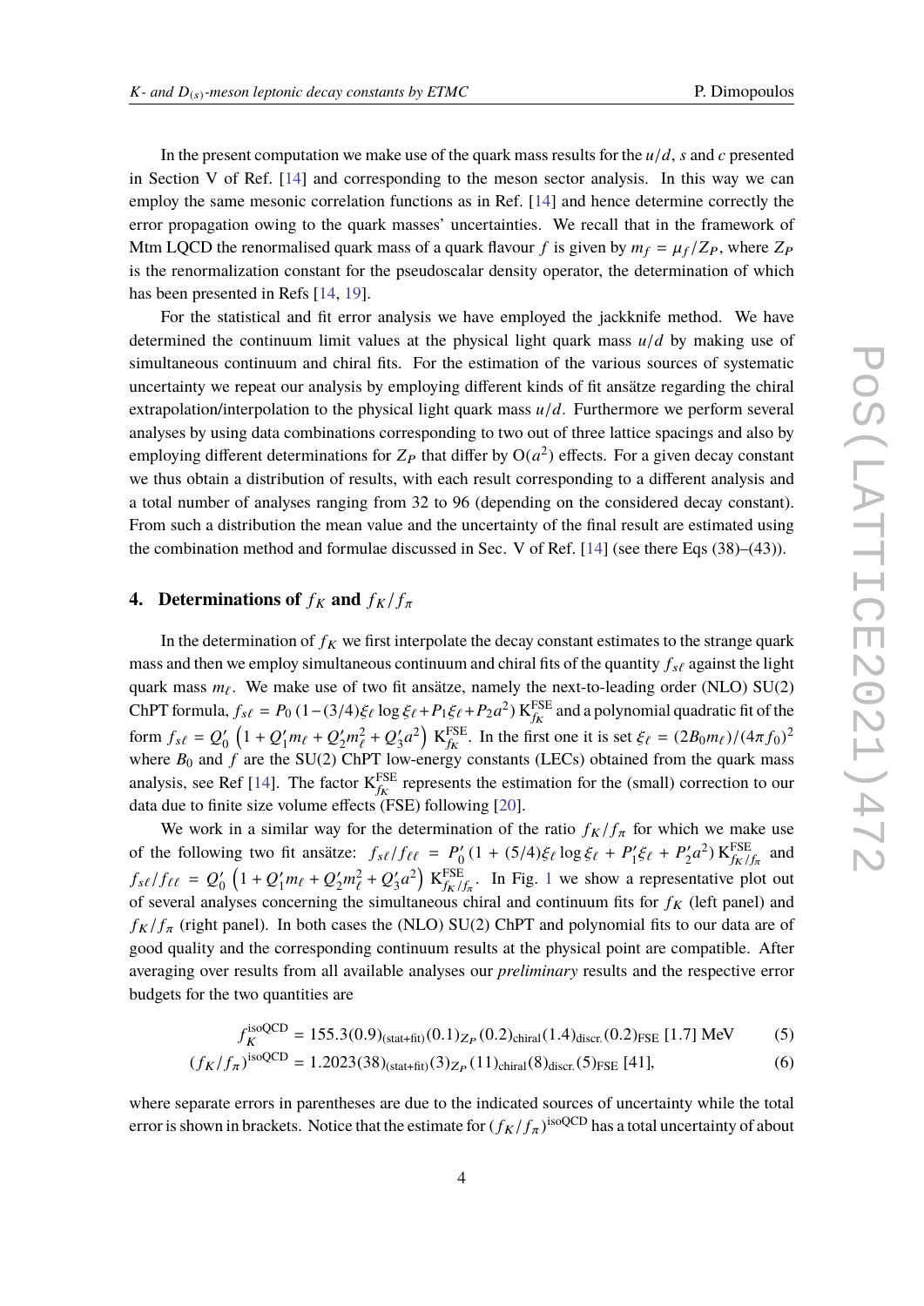In the present computation we make use of the quark mass results for the $u/d$, $s$ and $c$ presented in Section V of Ref. [14] and corresponding to the meson sector analysis. In this way we can employ the same mesonic correlation functions as in Ref. [14] and hence determine correctly the error propagation owing to the quark masses' uncertainties. We recall that in the framework of Mtm LQCD the renormalised quark mass of a quark flavour $f$ is given by $m_f = \mu_f / Z_P$, where $Z_P$ is the renormalization constant for the pseudoscalar density operator, the determination of which has been presented in Refs [14, 19].

For the statistical and fit error analysis we have employed the jackknife method. We have determined the continuum limit values at the physical light quark mass $u/d$ by making use of simultaneous continuum and chiral fits. For the estimation of the various sources of systematic uncertainty we repeat our analysis by employing different kinds of fit ansätze regarding the chiral extrapolation/interpolation to the physical light quark mass $u/d$. Furthermore we perform several analyses by using data combinations corresponding to two out of three lattice spacings and also by employing different determinations for $Z_P$ that differ by $\mathrm{O}(a^2)$ effects. For a given decay constant we thus obtain a distribution of results, with each result corresponding to a different analysis and a total number of analyses ranging from 32 to 96 (depending on the considered decay constant). From such a distribution the mean value and the uncertainty of the final result are estimated using the combination method and formulae discussed in Sec. V of Ref. [14] (see there Eqs (38)–(43)).

## 4. Determinations of $f_K$ and $f_K/f_\pi$

In the determination of $f_K$ we first interpolate the decay constant estimates to the strange quark mass and then we employ simultaneous continuum and chiral fits of the quantity $f_{s\ell}$ against the light quark mass $m_\ell$. We make use of two fit ansätze, namely the next-to-leading order (NLO) SU(2) ChPT formula, $f_{s\ell} = P_0\,(1 - (3/4)\xi_\ell \log \xi_\ell + P_1 \xi_\ell + P_2 a^2)\, \mathrm{K}^{\mathrm{FSE}}_{f_K}$ and a polynomial quadratic fit of the form $f_{s\ell} = Q'_0 \left(1 + Q'_1 m_\ell + Q'_2 m_\ell^2 + Q'_3 a^2\right) \mathrm{K}^{\mathrm{FSE}}_{f_K}$. In the first one it is set $\xi_\ell = (2B_0 m_\ell)/(4\pi f_0)^2$ where $B_0$ and $f$ are the SU(2) ChPT low-energy constants (LECs) obtained from the quark mass analysis, see Ref [14]. The factor $\mathrm{K}^{\mathrm{FSE}}_{f_K}$ represents the estimation for the (small) correction to our data due to finite size volume effects (FSE) following [20].

We work in a similar way for the determination of the ratio $f_K/f_\pi$ for which we make use of the following two fit ansätze: $f_{s\ell}/f_{\ell\ell} = P'_0\,(1 + (5/4)\xi_\ell \log \xi_\ell + P'_1 \xi_\ell + P'_2 a^2)\, \mathrm{K}^{\mathrm{FSE}}_{f_K/f_\pi}$ and $f_{s\ell}/f_{\ell\ell} = Q'_0 \left(1 + Q'_1 m_\ell + Q'_2 m_\ell^2 + Q'_3 a^2\right) \mathrm{K}^{\mathrm{FSE}}_{f_K/f_\pi}$. In Fig. 1 we show a representative plot out of several analyses concerning the simultaneous chiral and continuum fits for $f_K$ (left panel) and $f_K/f_\pi$ (right panel). In both cases the (NLO) SU(2) ChPT and polynomial fits to our data are of good quality and the corresponding continuum results at the physical point are compatible. After averaging over results from all available analyses our *preliminary* results and the respective error budgets for the two quantities are

$$f_K^{\mathrm{isoQCD}} = 155.3(0.9)_{(\mathrm{stat+fit})}(0.1)_{Z_P}(0.2)_{\mathrm{chiral}}(1.4)_{\mathrm{discr.}}(0.2)_{\mathrm{FSE}}\ [1.7]\ \mathrm{MeV} \tag{5}$$

$$(f_K/f_\pi)^{\mathrm{isoQCD}} = 1.2023(38)_{(\mathrm{stat+fit})}(3)_{Z_P}(11)_{\mathrm{chiral}}(8)_{\mathrm{discr.}}(5)_{\mathrm{FSE}}\ [41], \tag{6}$$

where separate errors in parentheses are due to the indicated sources of uncertainty while the total error is shown in brackets. Notice that the estimate for $(f_K/f_\pi)^{\mathrm{isoQCD}}$ has a total uncertainty of about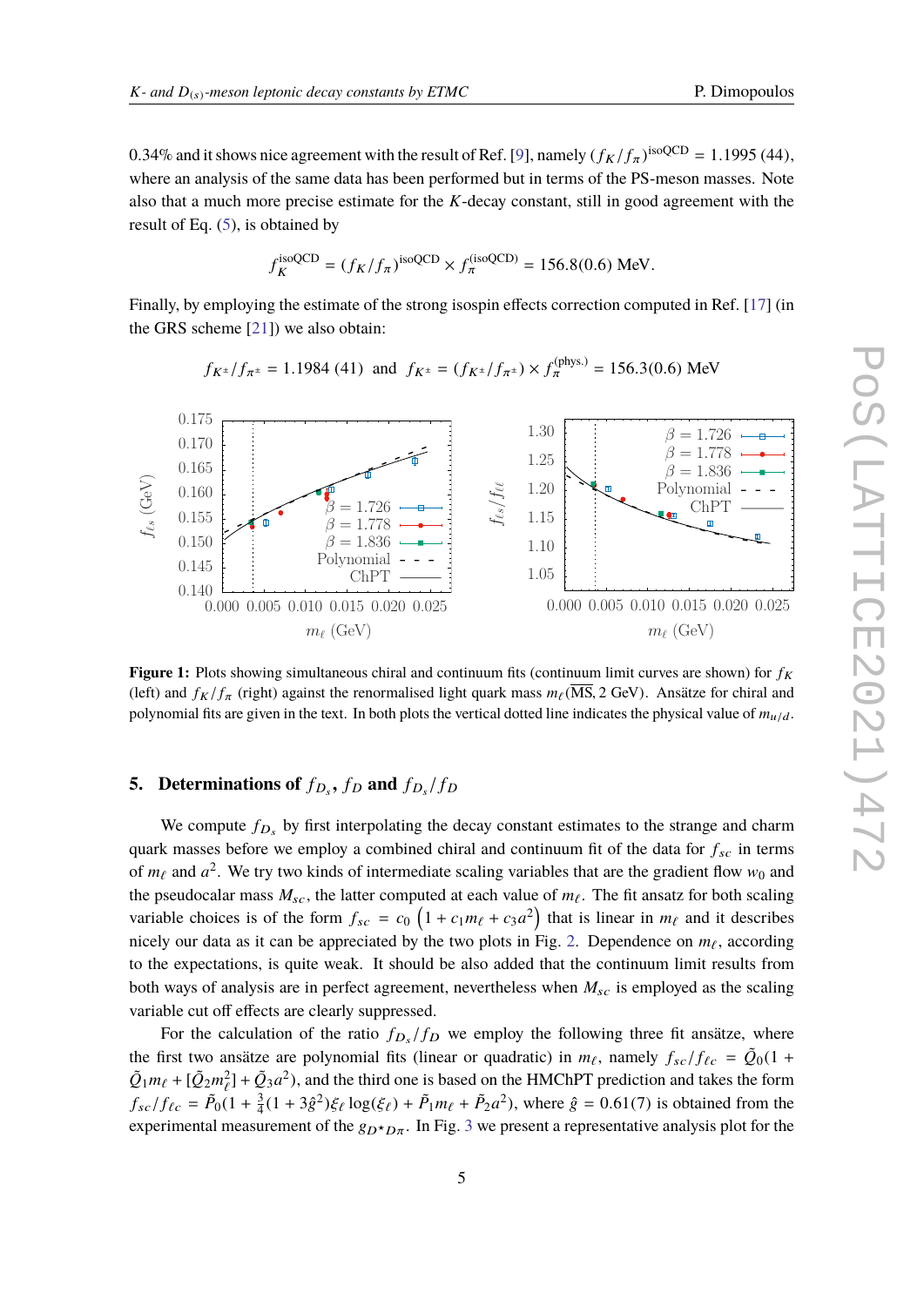0.34% and it shows nice agreement with the result of Ref. [9], namely $(f_K/f_\pi)^{\rm isoQCD} = 1.1995\,(44)$, where an analysis of the same data has been performed but in terms of the PS-meson masses. Note also that a much more precise estimate for the $K$-decay constant, still in good agreement with the result of Eq. (5), is obtained by

$$f_K^{\rm isoQCD} = (f_K/f_\pi)^{\rm isoQCD} \times f_\pi^{\rm (isoQCD)} = 156.8(0.6)\ {\rm MeV}.$$

Finally, by employing the estimate of the strong isospin effects correction computed in Ref. [17] (in the GRS scheme [21]) we also obtain:

$$f_{K^\pm}/f_{\pi^\pm} = 1.1984\ (41) \ \ \text{and} \ \ f_{K^\pm} = (f_{K^\pm}/f_{\pi^\pm}) \times f_\pi^{\rm (phys.)} = 156.3(0.6)\ {\rm MeV}$$

**Figure 1:** Plots showing simultaneous chiral and continuum fits (continuum limit curves are shown) for $f_K$ (left) and $f_K/f_\pi$ (right) against the renormalised light quark mass $m_\ell(\overline{\rm MS}, 2\ {\rm GeV})$. Ansätze for chiral and polynomial fits are given in the text. In both plots the vertical dotted line indicates the physical value of $m_{u/d}$.

## 5. Determinations of $f_{D_s}$, $f_D$ and $f_{D_s}/f_D$

We compute $f_{D_s}$ by first interpolating the decay constant estimates to the strange and charm quark masses before we employ a combined chiral and continuum fit of the data for $f_{sc}$ in terms of $m_\ell$ and $a^2$. We try two kinds of intermediate scaling variables that are the gradient flow $w_0$ and the pseudocalar mass $M_{sc}$, the latter computed at each value of $m_\ell$. The fit ansatz for both scaling variable choices is of the form $f_{sc} = c_0\left(1 + c_1 m_\ell + c_3 a^2\right)$ that is linear in $m_\ell$ and it describes nicely our data as it can be appreciated by the two plots in Fig. 2. Dependence on $m_\ell$, according to the expectations, is quite weak. It should be also added that the continuum limit results from both ways of analysis are in perfect agreement, nevertheless when $M_{sc}$ is employed as the scaling variable cut off effects are clearly suppressed.

For the calculation of the ratio $f_{D_s}/f_D$ we employ the following three fit ansätze, where the first two ansätze are polynomial fits (linear or quadratic) in $m_\ell$, namely $f_{sc}/f_{\ell c} = \tilde{Q}_0(1 + \tilde{Q}_1 m_\ell + [\tilde{Q}_2 m_\ell^2] + \tilde{Q}_3 a^2)$, and the third one is based on the HMChPT prediction and takes the form $f_{sc}/f_{\ell c} = \tilde{P}_0(1 + \frac{3}{4}(1 + 3\hat{g}^2)\xi_\ell \log(\xi_\ell) + \tilde{P}_1 m_\ell + \tilde{P}_2 a^2)$, where $\hat{g} = 0.61(7)$ is obtained from the experimental measurement of the $g_{D^\star D\pi}$. In Fig. 3 we present a representative analysis plot for the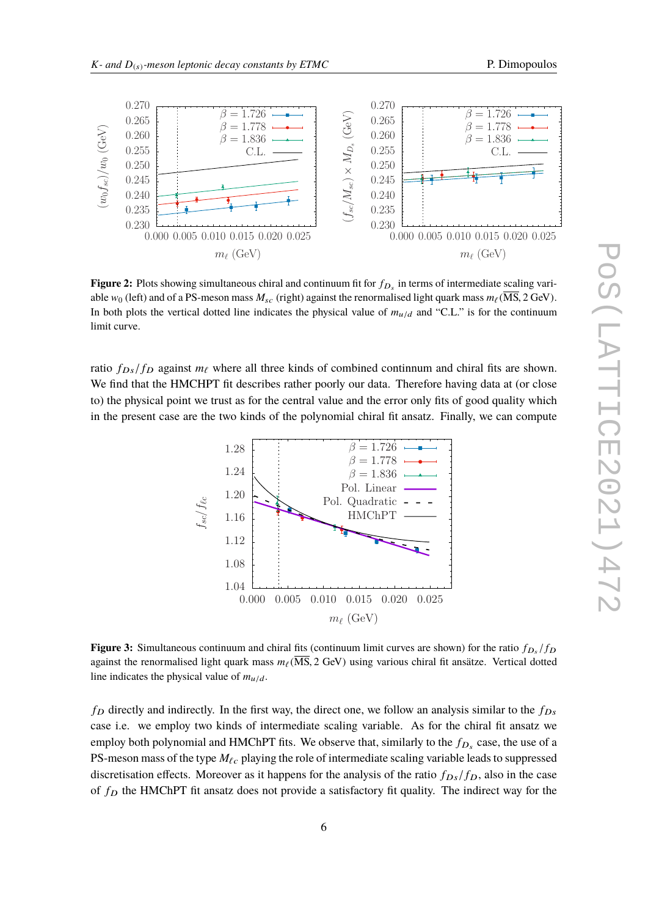**Figure 2:** Plots showing simultaneous chiral and continuum fit for $f_{D_s}$ in terms of intermediate scaling variable $w_0$ (left) and of a PS-meson mass $M_{sc}$ (right) against the renormalised light quark mass $m_\ell(\overline{\text{MS}}, 2\text{ GeV})$. In both plots the vertical dotted line indicates the physical value of $m_{u/d}$ and "C.L." is for the continuum limit curve.

ratio $f_{Ds}/f_D$ against $m_\ell$ where all three kinds of combined continnum and chiral fits are shown. We find that the HMCHPT fit describes rather poorly our data. Therefore having data at (or close to) the physical point we trust as for the central value and the error only fits of good quality which in the present case are the two kinds of the polynomial chiral fit ansatz. Finally, we can compute

**Figure 3:** Simultaneous continuum and chiral fits (continuum limit curves are shown) for the ratio $f_{D_s}/f_D$ against the renormalised light quark mass $m_\ell(\overline{\text{MS}}, 2\text{ GeV})$ using various chiral fit ansätze. Vertical dotted line indicates the physical value of $m_{u/d}$.

$f_D$ directly and indirectly. In the first way, the direct one, we follow an analysis similar to the $f_{Ds}$ case i.e. we employ two kinds of intermediate scaling variable. As for the chiral fit ansatz we employ both polynomial and HMChPT fits. We observe that, similarly to the $f_{D_s}$ case, the use of a PS-meson mass of the type $M_{\ell c}$ playing the role of intermediate scaling variable leads to suppressed discretisation effects. Moreover as it happens for the analysis of the ratio $f_{Ds}/f_D$, also in the case of $f_D$ the HMChPT fit ansatz does not provide a satisfactory fit quality. The indirect way for the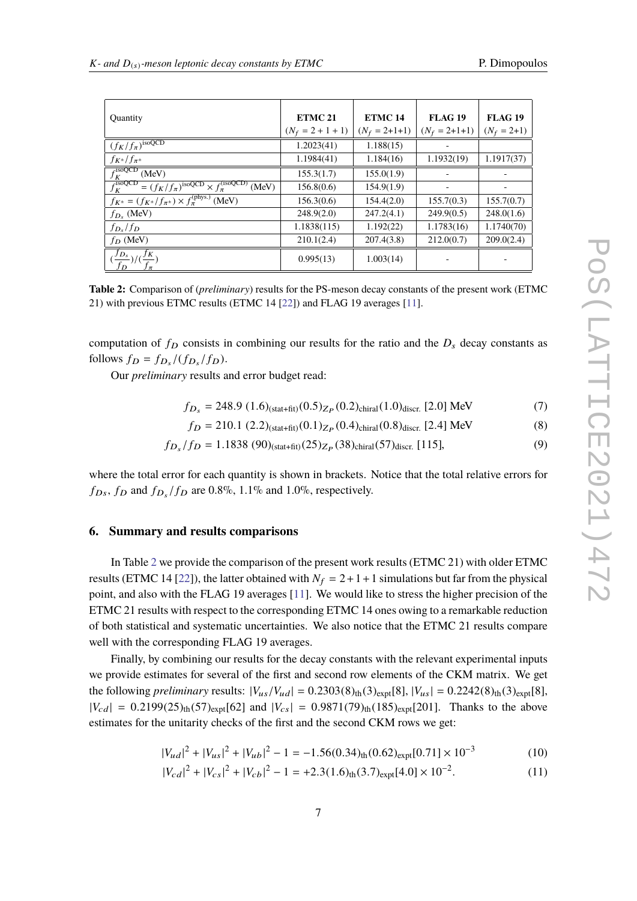| Quantity | ETMC 21 ($N_f = 2+1+1$) | ETMC 14 ($N_f = 2+1+1$) | FLAG 19 ($N_f = 2+1+1$) | FLAG 19 ($N_f = 2+1$) |
|---|---|---|---|---|
| $(f_K/f_\pi)^{\rm isoQCD}$ | 1.2023(41) | 1.188(15) | - | |
| $f_{K^\pm}/f_{\pi^\pm}$ | 1.1984(41) | 1.184(16) | 1.1932(19) | 1.1917(37) |
| $f_K^{\rm isoQCD}$ (MeV) | 155.3(1.7) | 155.0(1.9) | - | - |
| $f_K^{\rm isoQCD} = (f_K/f_\pi)^{\rm isoQCD} \times f_\pi^{\rm (isoQCD)}$ (MeV) | 156.8(0.6) | 154.9(1.9) | - | - |
| $f_{K^\pm} = (f_{K^\pm}/f_{\pi^\pm}) \times f_\pi^{\rm (phys.)}$ (MeV) | 156.3(0.6) | 154.4(2.0) | 155.7(0.3) | 155.7(0.7) |
| $f_{D_s}$ (MeV) | 248.9(2.0) | 247.2(4.1) | 249.9(0.5) | 248.0(1.6) |
| $f_{D_s}/f_D$ | 1.1838(115) | 1.192(22) | 1.1783(16) | 1.1740(70) |
| $f_D$ (MeV) | 210.1(2.4) | 207.4(3.8) | 212.0(0.7) | 209.0(2.4) |
| $(\frac{f_{D_s}}{f_D})/(\frac{f_K}{f_\pi})$ | 0.995(13) | 1.003(14) | - | - |

**Table 2:** Comparison of (*preliminary*) results for the PS-meson decay constants of the present work (ETMC 21) with previous ETMC results (ETMC 14 [22]) and FLAG 19 averages [11].

computation of $f_D$ consists in combining our results for the ratio and the $D_s$ decay constants as follows $f_D = f_{D_s}/(f_{D_s}/f_D)$.

Our *preliminary* results and error budget read:

$$f_{D_s} = 248.9\ (1.6)_{\rm (stat+fit)}(0.5)_{Z_P}(0.2)_{\rm chiral}(1.0)_{\rm discr.}\ [2.0]\ {\rm MeV} \tag{7}$$

$$f_D = 210.1\ (2.2)_{\rm (stat+fit)}(0.1)_{Z_P}(0.4)_{\rm chiral}(0.8)_{\rm discr.}\ [2.4]\ {\rm MeV} \tag{8}$$

$$f_{D_s}/f_D = 1.1838\ (90)_{\rm (stat+fit)}(25)_{Z_P}(38)_{\rm chiral}(57)_{\rm discr.}\ [115], \tag{9}$$

where the total error for each quantity is shown in brackets. Notice that the total relative errors for $f_{Ds}$, $f_D$ and $f_{D_s}/f_D$ are 0.8%, 1.1% and 1.0%, respectively.

## 6. Summary and results comparisons

In Table 2 we provide the comparison of the present work results (ETMC 21) with older ETMC results (ETMC 14 [22]), the latter obtained with $N_f = 2+1+1$ simulations but far from the physical point, and also with the FLAG 19 averages [11]. We would like to stress the higher precision of the ETMC 21 results with respect to the corresponding ETMC 14 ones owing to a remarkable reduction of both statistical and systematic uncertainties. We also notice that the ETMC 21 results compare well with the corresponding FLAG 19 averages.

Finally, by combining our results for the decay constants with the relevant experimental inputs we provide estimates for several of the first and second row elements of the CKM matrix. We get the following *preliminary* results: $|V_{us}/V_{ud}| = 0.2303(8)_{\rm th}(3)_{\rm expt}[8]$, $|V_{us}| = 0.2242(8)_{\rm th}(3)_{\rm expt}[8]$, $|V_{cd}| = 0.2199(25)_{\rm th}(57)_{\rm expt}[62]$ and $|V_{cs}| = 0.9871(79)_{\rm th}(185)_{\rm expt}[201]$. Thanks to the above estimates for the unitarity checks of the first and the second CKM rows we get:

$$|V_{ud}|^2 + |V_{us}|^2 + |V_{ub}|^2 - 1 = -1.56(0.34)_{\rm th}(0.62)_{\rm expt}[0.71] \times 10^{-3} \tag{10}$$

$$|V_{cd}|^2 + |V_{cs}|^2 + |V_{cb}|^2 - 1 = +2.3(1.6)_{\rm th}(3.7)_{\rm expt}[4.0] \times 10^{-2}. \tag{11}$$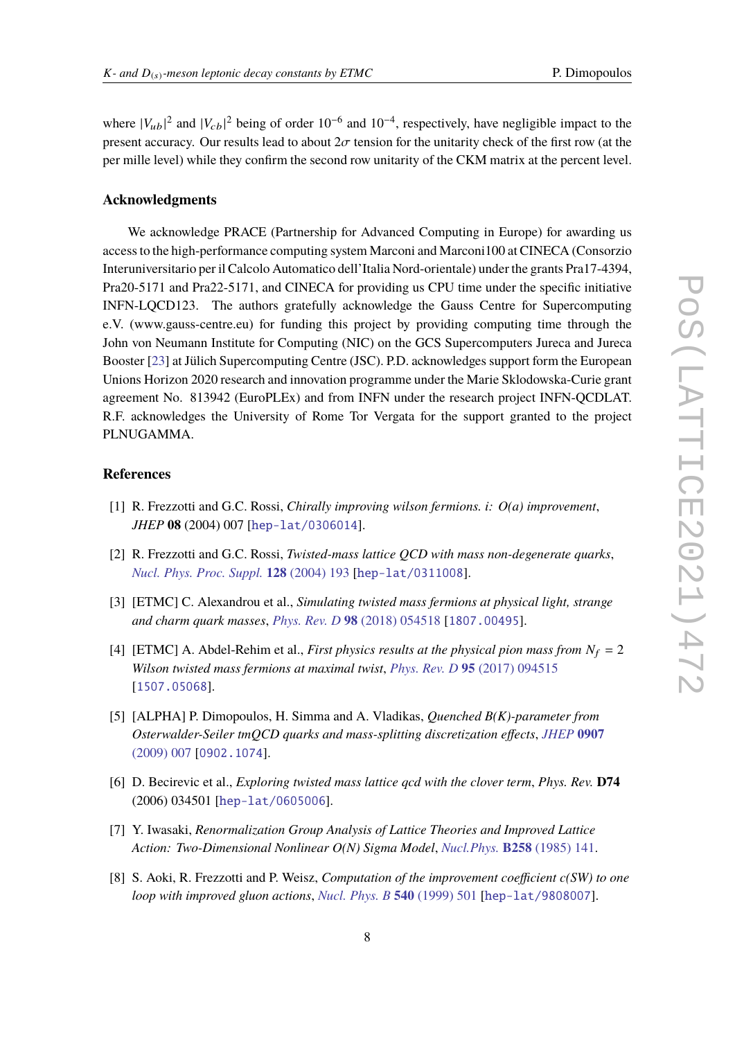where $|V_{ub}|^2$ and $|V_{cb}|^2$ being of order $10^{-6}$ and $10^{-4}$, respectively, have negligible impact to the present accuracy. Our results lead to about $2\sigma$ tension for the unitarity check of the first row (at the per mille level) while they confirm the second row unitarity of the CKM matrix at the percent level.

### Acknowledgments

We acknowledge PRACE (Partnership for Advanced Computing in Europe) for awarding us access to the high-performance computing system Marconi and Marconi100 at CINECA (Consorzio Interuniversitario per il Calcolo Automatico dell'Italia Nord-orientale) under the grants Pra17-4394, Pra20-5171 and Pra22-5171, and CINECA for providing us CPU time under the specific initiative INFN-LQCD123. The authors gratefully acknowledge the Gauss Centre for Supercomputing e.V. (www.gauss-centre.eu) for funding this project by providing computing time through the John von Neumann Institute for Computing (NIC) on the GCS Supercomputers Jureca and Jureca Booster [23] at Jülich Supercomputing Centre (JSC). P.D. acknowledges support form the European Unions Horizon 2020 research and innovation programme under the Marie Sklodowska-Curie grant agreement No. 813942 (EuroPLEx) and from INFN under the research project INFN-QCDLAT. R.F. acknowledges the University of Rome Tor Vergata for the support granted to the project PLNUGAMMA.

### References

[1] R. Frezzotti and G.C. Rossi, *Chirally improving wilson fermions. i: O(a) improvement*, *JHEP* **08** (2004) 007 [hep-lat/0306014].

[2] R. Frezzotti and G.C. Rossi, *Twisted-mass lattice QCD with mass non-degenerate quarks*, *Nucl. Phys. Proc. Suppl.* **128** (2004) 193 [hep-lat/0311008].

[3] [ETMC] C. Alexandrou et al., *Simulating twisted mass fermions at physical light, strange and charm quark masses*, *Phys. Rev. D* **98** (2018) 054518 [1807.00495].

[4] [ETMC] A. Abdel-Rehim et al., *First physics results at the physical pion mass from $N_f = 2$ Wilson twisted mass fermions at maximal twist*, *Phys. Rev. D* **95** (2017) 094515 [1507.05068].

[5] [ALPHA] P. Dimopoulos, H. Simma and A. Vladikas, *Quenched B(K)-parameter from Osterwalder-Seiler tmQCD quarks and mass-splitting discretization effects*, *JHEP* **0907** (2009) 007 [0902.1074].

[6] D. Becirevic et al., *Exploring twisted mass lattice qcd with the clover term*, *Phys. Rev.* **D74** (2006) 034501 [hep-lat/0605006].

[7] Y. Iwasaki, *Renormalization Group Analysis of Lattice Theories and Improved Lattice Action: Two-Dimensional Nonlinear O(N) Sigma Model*, *Nucl.Phys.* **B258** (1985) 141.

[8] S. Aoki, R. Frezzotti and P. Weisz, *Computation of the improvement coefficient c(SW) to one loop with improved gluon actions*, *Nucl. Phys. B* **540** (1999) 501 [hep-lat/9808007].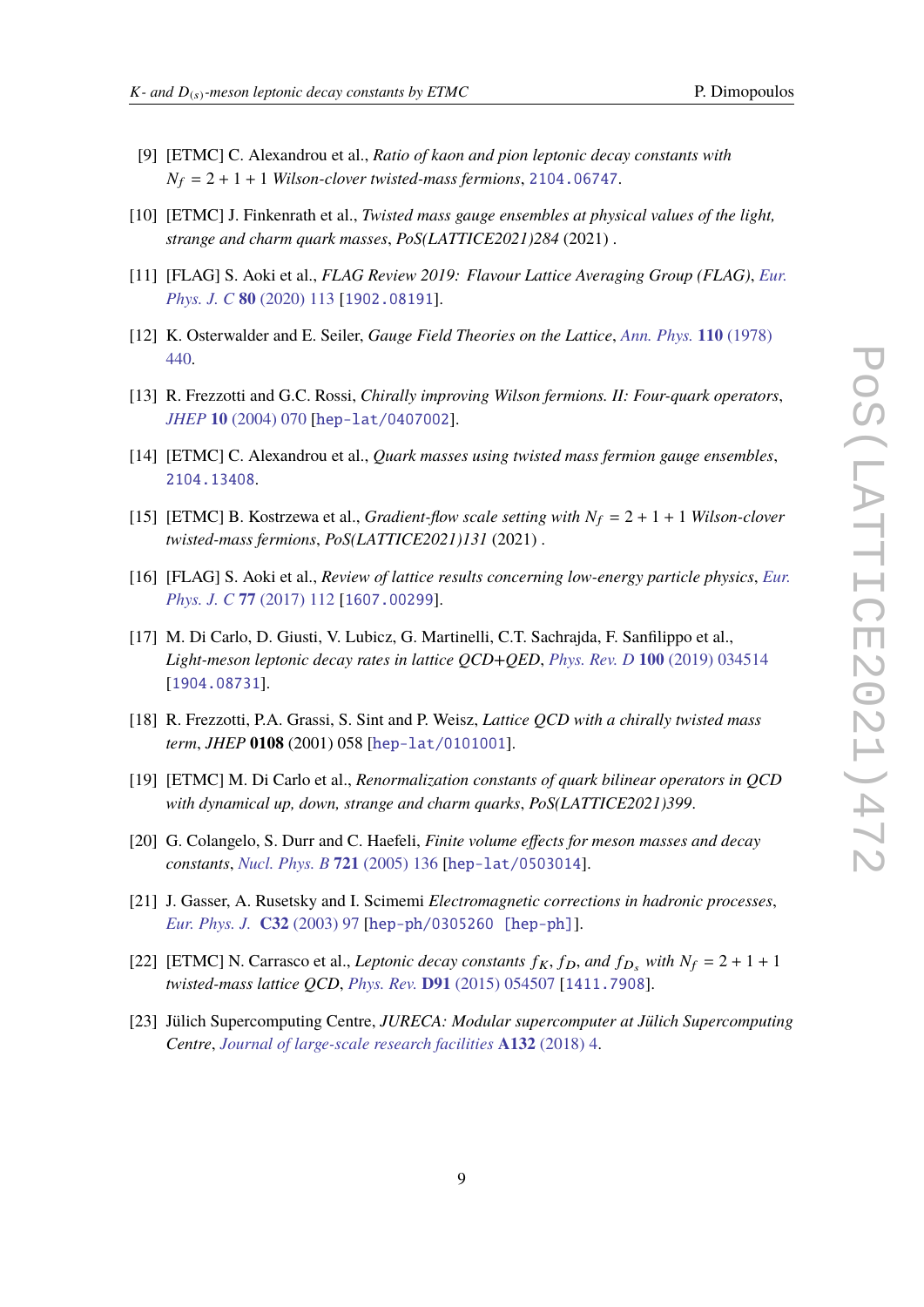[9] [ETMC] C. Alexandrou et al., *Ratio of kaon and pion leptonic decay constants with $N_f = 2+1+1$ Wilson-clover twisted-mass fermions*, 2104.06747.

[10] [ETMC] J. Finkenrath et al., *Twisted mass gauge ensembles at physical values of the light, strange and charm quark masses*, *PoS(LATTICE2021)284* (2021) .

[11] [FLAG] S. Aoki et al., *FLAG Review 2019: Flavour Lattice Averaging Group (FLAG)*, *Eur. Phys. J. C* **80** (2020) 113 [1902.08191].

[12] K. Osterwalder and E. Seiler, *Gauge Field Theories on the Lattice*, *Ann. Phys.* **110** (1978) 440.

[13] R. Frezzotti and G.C. Rossi, *Chirally improving Wilson fermions. II: Four-quark operators*, *JHEP* **10** (2004) 070 [hep-lat/0407002].

[14] [ETMC] C. Alexandrou et al., *Quark masses using twisted mass fermion gauge ensembles*, 2104.13408.

[15] [ETMC] B. Kostrzewa et al., *Gradient-flow scale setting with $N_f = 2+1+1$ Wilson-clover twisted-mass fermions*, *PoS(LATTICE2021)131* (2021) .

[16] [FLAG] S. Aoki et al., *Review of lattice results concerning low-energy particle physics*, *Eur. Phys. J. C* **77** (2017) 112 [1607.00299].

[17] M. Di Carlo, D. Giusti, V. Lubicz, G. Martinelli, C.T. Sachrajda, F. Sanfilippo et al., *Light-meson leptonic decay rates in lattice QCD+QED*, *Phys. Rev. D* **100** (2019) 034514 [1904.08731].

[18] R. Frezzotti, P.A. Grassi, S. Sint and P. Weisz, *Lattice QCD with a chirally twisted mass term*, *JHEP* **0108** (2001) 058 [hep-lat/0101001].

[19] [ETMC] M. Di Carlo et al., *Renormalization constants of quark bilinear operators in QCD with dynamical up, down, strange and charm quarks*, *PoS(LATTICE2021)399*.

[20] G. Colangelo, S. Durr and C. Haefeli, *Finite volume effects for meson masses and decay constants*, *Nucl. Phys. B* **721** (2005) 136 [hep-lat/0503014].

[21] J. Gasser, A. Rusetsky and I. Scimemi *Electromagnetic corrections in hadronic processes*, *Eur. Phys. J.* **C32** (2003) 97 [hep-ph/0305260 [hep-ph]].

[22] [ETMC] N. Carrasco et al., *Leptonic decay constants $f_K$, $f_D$, and $f_{D_s}$ with $N_f = 2+1+1$ twisted-mass lattice QCD*, *Phys. Rev.* **D91** (2015) 054507 [1411.7908].

[23] Jülich Supercomputing Centre, *JURECA: Modular supercomputer at Jülich Supercomputing Centre*, *Journal of large-scale research facilities* **A132** (2018) 4.